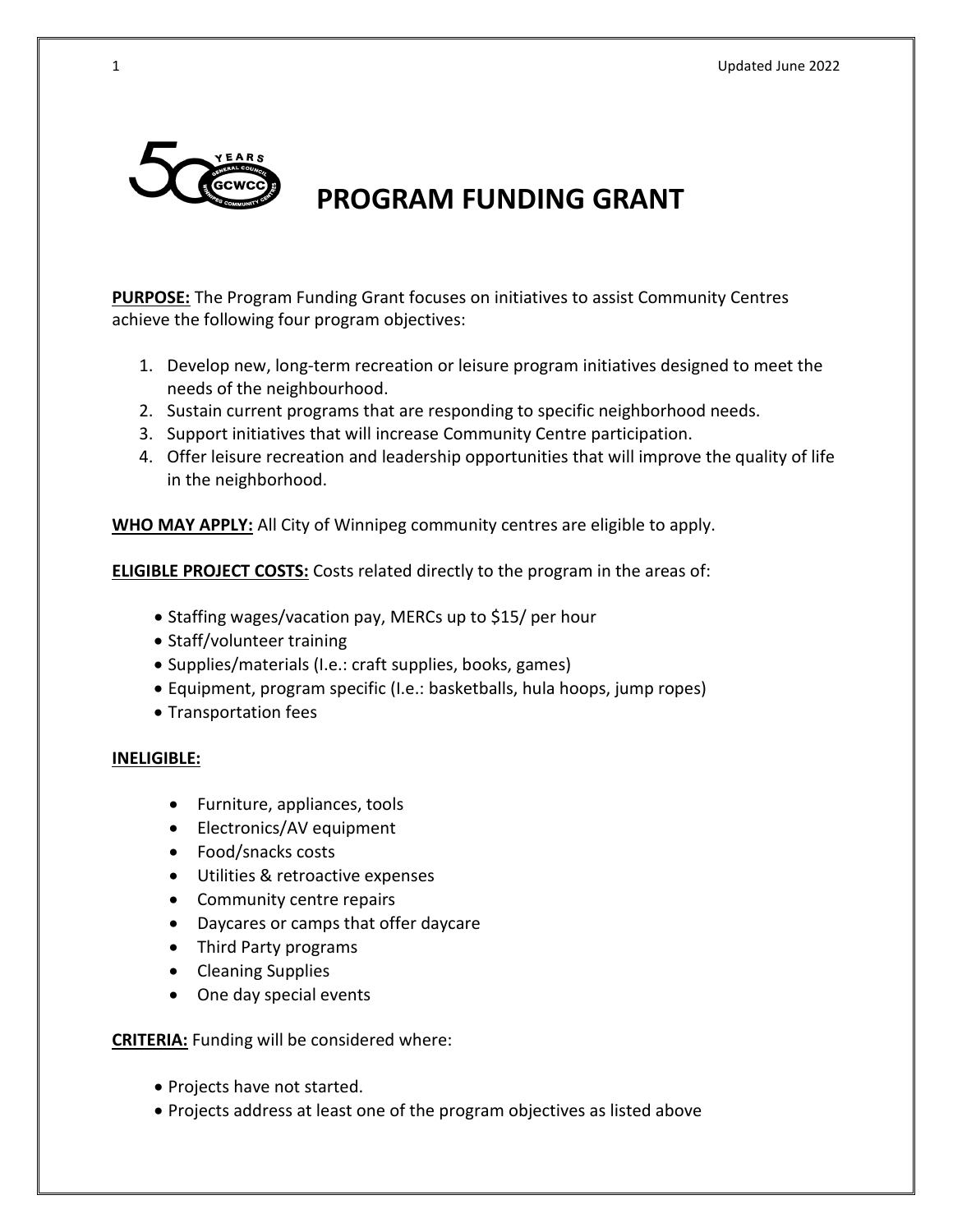# PROGRAM FUNDING GRANT

**PURPOSE:** The Program Funding Grant focuses on initiatives to assist Community Centres achieve the following four program objectives:

1. Develop new, long-term recreation or leisure program initiatives designed to meet the needs of the neighbourhood.
2. Sustain current programs that are responding to specific neighborhood needs.
3. Support initiatives that will increase Community Centre participation.
4. Offer leisure recreation and leadership opportunities that will improve the quality of life in the neighborhood.

**WHO MAY APPLY:** All City of Winnipeg community centres are eligible to apply.

**ELIGIBLE PROJECT COSTS:** Costs related directly to the program in the areas of:

- Staffing wages/vacation pay, MERCs up to $15/ per hour
- Staff/volunteer training
- Supplies/materials (I.e.: craft supplies, books, games)
- Equipment, program specific (I.e.: basketballs, hula hoops, jump ropes)
- Transportation fees

**INELIGIBLE:**

- Furniture, appliances, tools
- Electronics/AV equipment
- Food/snacks costs
- Utilities & retroactive expenses
- Community centre repairs
- Daycares or camps that offer daycare
- Third Party programs
- Cleaning Supplies
- One day special events

**CRITERIA:** Funding will be considered where:

- Projects have not started.
- Projects address at least one of the program objectives as listed above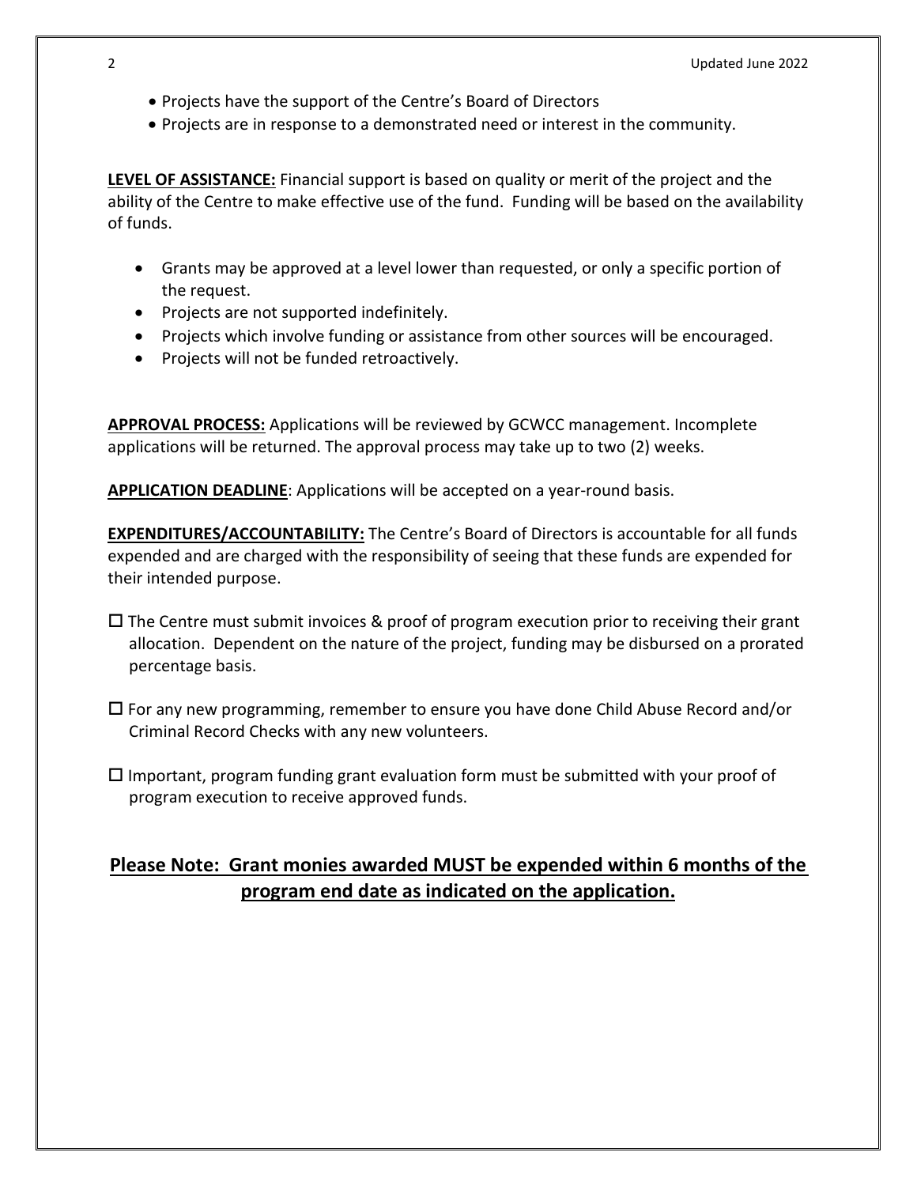- Projects have the support of the Centre's Board of Directors
- Projects are in response to a demonstrated need or interest in the community.

**LEVEL OF ASSISTANCE:** Financial support is based on quality or merit of the project and the ability of the Centre to make effective use of the fund. Funding will be based on the availability of funds.

- Grants may be approved at a level lower than requested, or only a specific portion of the request.
- Projects are not supported indefinitely.
- Projects which involve funding or assistance from other sources will be encouraged.
- Projects will not be funded retroactively.

**APPROVAL PROCESS:** Applications will be reviewed by GCWCC management. Incomplete applications will be returned. The approval process may take up to two (2) weeks.

**APPLICATION DEADLINE**: Applications will be accepted on a year-round basis.

**EXPENDITURES/ACCOUNTABILITY:** The Centre's Board of Directors is accountable for all funds expended and are charged with the responsibility of seeing that these funds are expended for their intended purpose.

- ☐ The Centre must submit invoices & proof of program execution prior to receiving their grant allocation. Dependent on the nature of the project, funding may be disbursed on a prorated percentage basis.

- ☐ For any new programming, remember to ensure you have done Child Abuse Record and/or Criminal Record Checks with any new volunteers.

- ☐ Important, program funding grant evaluation form must be submitted with your proof of program execution to receive approved funds.

## Please Note: Grant monies awarded MUST be expended within 6 months of the program end date as indicated on the application.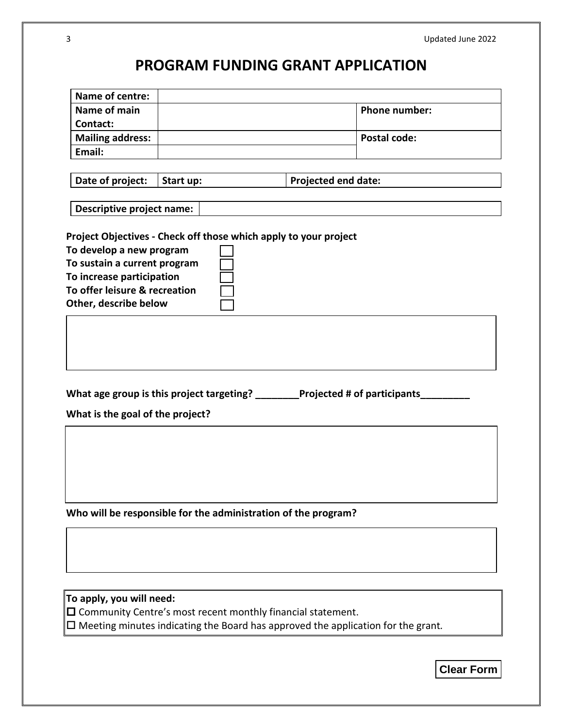# PROGRAM FUNDING GRANT APPLICATION

| Name of centre: | | | |
|---|---|---|---|
| Name of main Contact: | | Phone number: | |
| Mailing address: | | Postal code: | |
| Email: | | | |

| Date of project: | Start up: | Projected end date: |
|---|---|---|

| Descriptive project name: | |
|---|---|

**Project Objectives - Check off those which apply to your project**

**To develop a new program** ☐
**To sustain a current program** ☐
**To increase participation** ☐
**To offer leisure & recreation** ☐
**Other, describe below** ☐

**What age group is this project targeting? \_\_\_\_\_\_\_\_Projected # of participants\_\_\_\_\_\_\_\_\_**

**What is the goal of the project?**

**Who will be responsible for the administration of the program?**

**To apply, you will need:**

☐ Community Centre's most recent monthly financial statement.
☐ Meeting minutes indicating the Board has approved the application for the grant.

Clear Form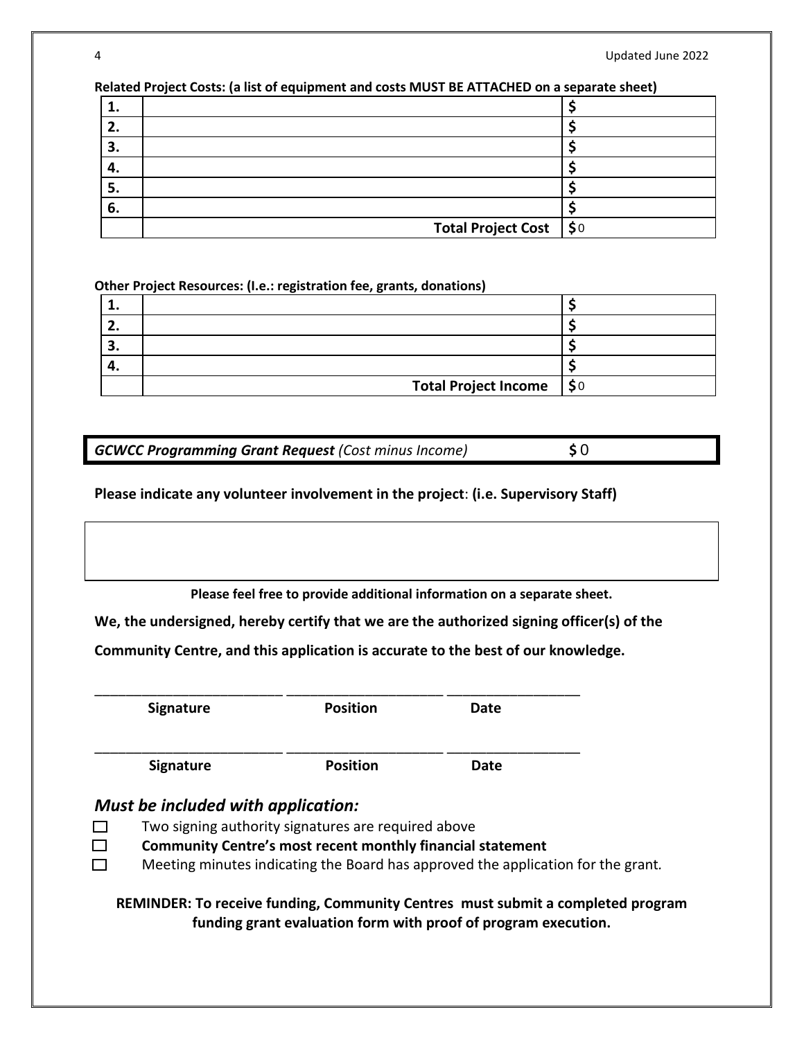**Related Project Costs: (a list of equipment and costs MUST BE ATTACHED on a separate sheet)**

| | | |
|---|---|---|
| **1.** | | **$** |
| **2.** | | **$** |
| **3.** | | **$** |
| **4.** | | **$** |
| **5.** | | **$** |
| **6.** | | **$** |
| | **Total Project Cost** | **$** 0 |

**Other Project Resources: (I.e.: registration fee, grants, donations)**

| | | |
|---|---|---|
| **1.** | | **$** |
| **2.** | | **$** |
| **3.** | | **$** |
| **4.** | | **$** |
| | **Total Project Income** | **$** 0 |

| | |
|---|---|
| ***GCWCC Programming Grant Request*** *(Cost minus Income)* | **$** 0 |

**Please indicate any volunteer involvement in the project: (i.e. Supervisory Staff)**

**Please feel free to provide additional information on a separate sheet.**

**We, the undersigned, hereby certify that we are the authorized signing officer(s) of the Community Centre, and this application is accurate to the best of our knowledge.**

________________________ ____________________ _________________

**Signature** **Position** **Date**

________________________ ____________________ _________________

**Signature** **Position** **Date**

## *Must be included with application:*

- ☐ Two signing authority signatures are required above
- ☐ **Community Centre's most recent monthly financial statement**
- ☐ Meeting minutes indicating the Board has approved the application for the grant.

**REMINDER: To receive funding, Community Centres must submit a completed program funding grant evaluation form with proof of program execution.**